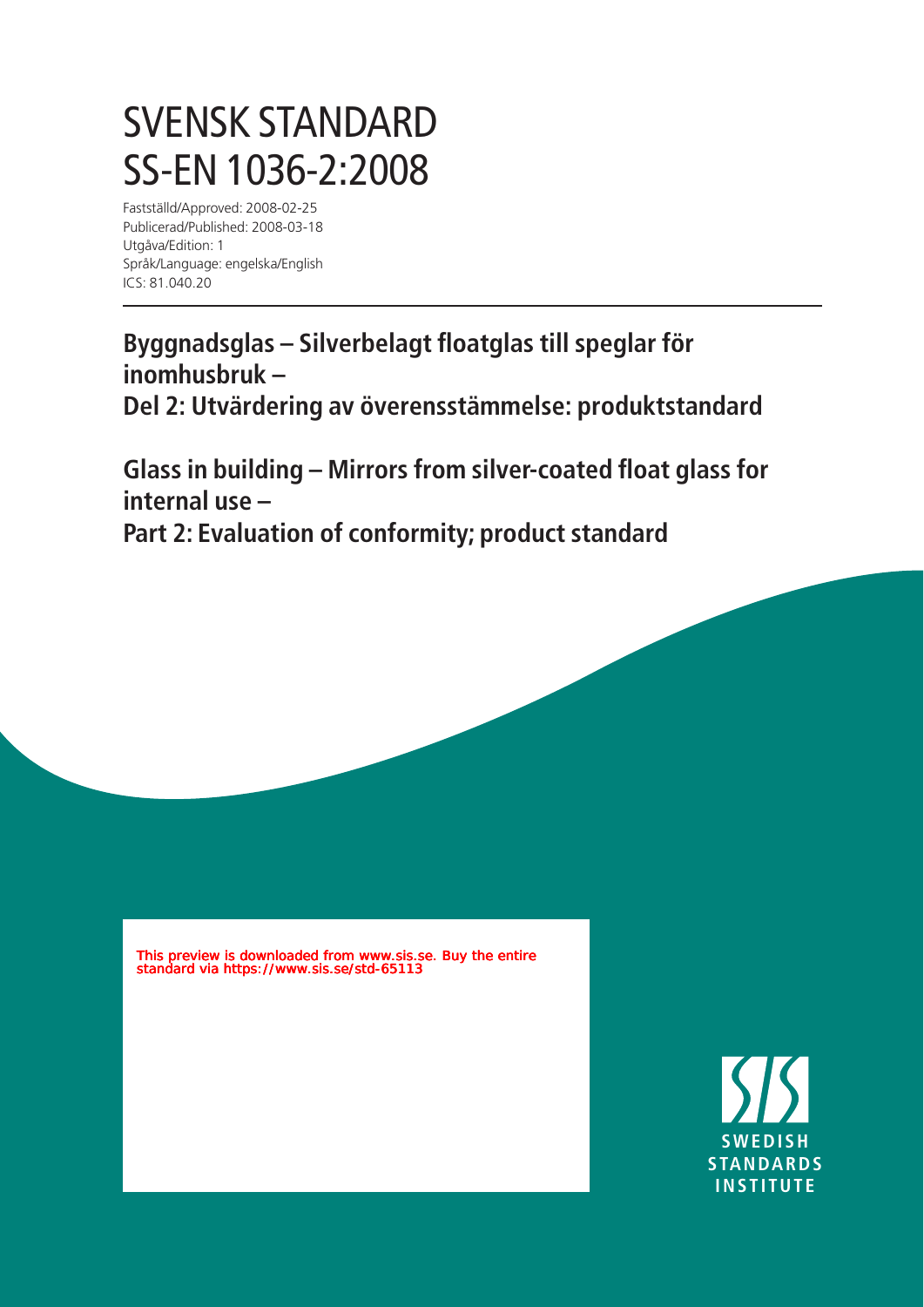# SVENSK STANDARD SS-EN 1036-2:2008

Fastställd/Approved: 2008-02-25
Publicerad/Published: 2008-03-18
Utgåva/Edition: 1
Språk/Language: engelska/English
ICS: 81.040.20

## Byggnadsglas – Silverbelagt floatglas till speglar för inomhusbruk – Del 2: Utvärdering av överensstämmelse: produktstandard

## Glass in building – Mirrors from silver-coated float glass for internal use – Part 2: Evaluation of conformity; product standard

This preview is downloaded from www.sis.se. Buy the entire standard via https://www.sis.se/std-65113

SWEDISH STANDARDS INSTITUTE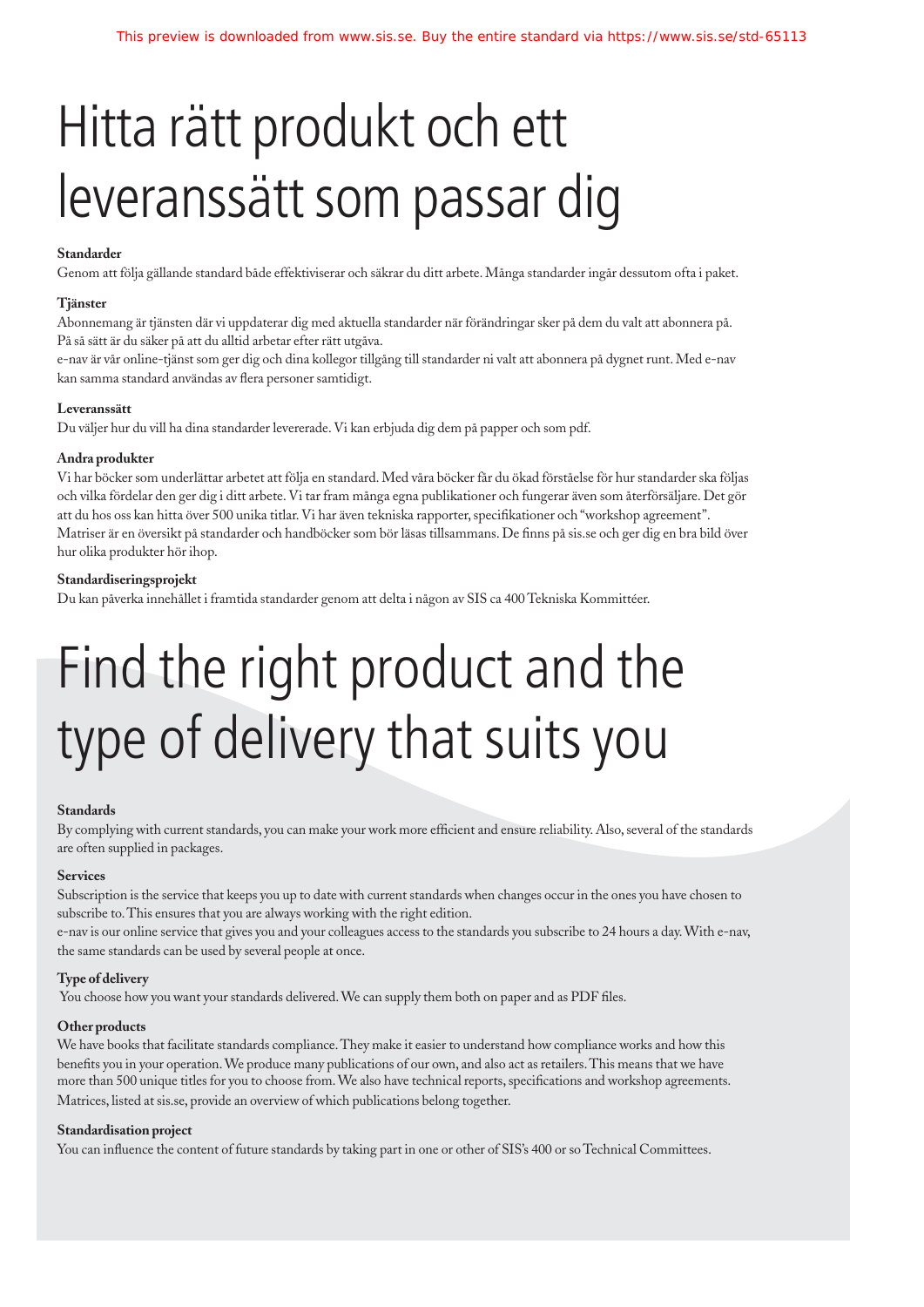# Hitta rätt produkt och ett leveranssätt som passar dig

**Standarder**

Genom att följa gällande standard både effektiviserar och säkrar du ditt arbete. Många standarder ingår dessutom ofta i paket.

**Tjänster**

Abonnemang är tjänsten där vi uppdaterar dig med aktuella standarder när förändringar sker på dem du valt att abonnera på. På så sätt är du säker på att du alltid arbetar efter rätt utgåva.

e-nav är vår online-tjänst som ger dig och dina kollegor tillgång till standarder ni valt att abonnera på dygnet runt. Med e-nav kan samma standard användas av flera personer samtidigt.

**Leveranssätt**

Du väljer hur du vill ha dina standarder levererade. Vi kan erbjuda dig dem på papper och som pdf.

**Andra produkter**

Vi har böcker som underlättar arbetet att följa en standard. Med våra böcker får du ökad förståelse för hur standarder ska följas och vilka fördelar den ger dig i ditt arbete. Vi tar fram många egna publikationer och fungerar även som återförsäljare. Det gör att du hos oss kan hitta över 500 unika titlar. Vi har även tekniska rapporter, specifikationer och "workshop agreement". Matriser är en översikt på standarder och handböcker som bör läsas tillsammans. De finns på sis.se och ger dig en bra bild över hur olika produkter hör ihop.

**Standardiseringsprojekt**

Du kan påverka innehållet i framtida standarder genom att delta i någon av SIS ca 400 Tekniska Kommittéer.

# Find the right product and the type of delivery that suits you

**Standards**

By complying with current standards, you can make your work more efficient and ensure reliability. Also, several of the standards are often supplied in packages.

**Services**

Subscription is the service that keeps you up to date with current standards when changes occur in the ones you have chosen to subscribe to. This ensures that you are always working with the right edition.

e-nav is our online service that gives you and your colleagues access to the standards you subscribe to 24 hours a day. With e-nav, the same standards can be used by several people at once.

**Type of delivery**

You choose how you want your standards delivered. We can supply them both on paper and as PDF files.

**Other products**

We have books that facilitate standards compliance. They make it easier to understand how compliance works and how this benefits you in your operation. We produce many publications of our own, and also act as retailers. This means that we have more than 500 unique titles for you to choose from. We also have technical reports, specifications and workshop agreements. Matrices, listed at sis.se, provide an overview of which publications belong together.

**Standardisation project**

You can influence the content of future standards by taking part in one or other of SIS's 400 or so Technical Committees.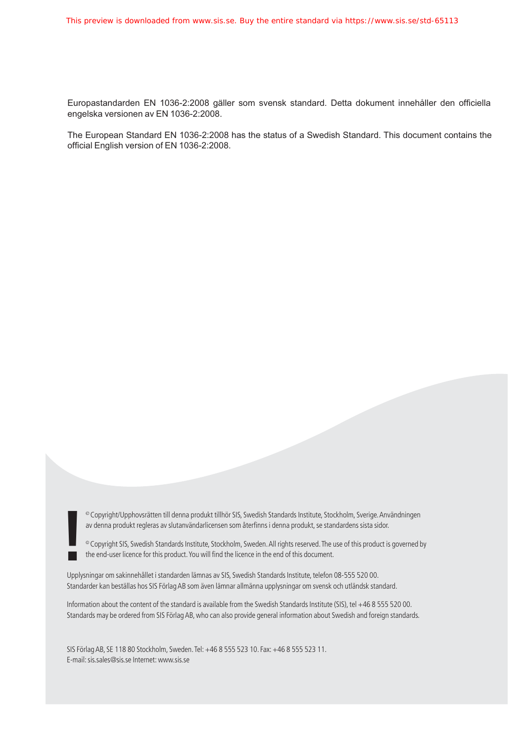Europastandarden EN 1036-2:2008 gäller som svensk standard. Detta dokument innehåller den officiella engelska versionen av EN 1036-2:2008.

The European Standard EN 1036-2:2008 has the status of a Swedish Standard. This document contains the official English version of EN 1036-2:2008.

© Copyright/Upphovsrätten till denna produkt tillhör SIS, Swedish Standards Institute, Stockholm, Sverige. Användningen av denna produkt regleras av slutanvändarlicensen som återfinns i denna produkt, se standardens sista sidor.

© Copyright SIS, Swedish Standards Institute, Stockholm, Sweden. All rights reserved. The use of this product is governed by the end-user licence for this product. You will find the licence in the end of this document.

Upplysningar om sakinnehållet i standarden lämnas av SIS, Swedish Standards Institute, telefon 08-555 520 00.
Standarder kan beställas hos SIS Förlag AB som även lämnar allmänna upplysningar om svensk och utländsk standard.

Information about the content of the standard is available from the Swedish Standards Institute (SIS), tel +46 8 555 520 00.
Standards may be ordered from SIS Förlag AB, who can also provide general information about Swedish and foreign standards.

SIS Förlag AB, SE 118 80 Stockholm, Sweden. Tel: +46 8 555 523 10. Fax: +46 8 555 523 11.
E-mail: sis.sales@sis.se Internet: www.sis.se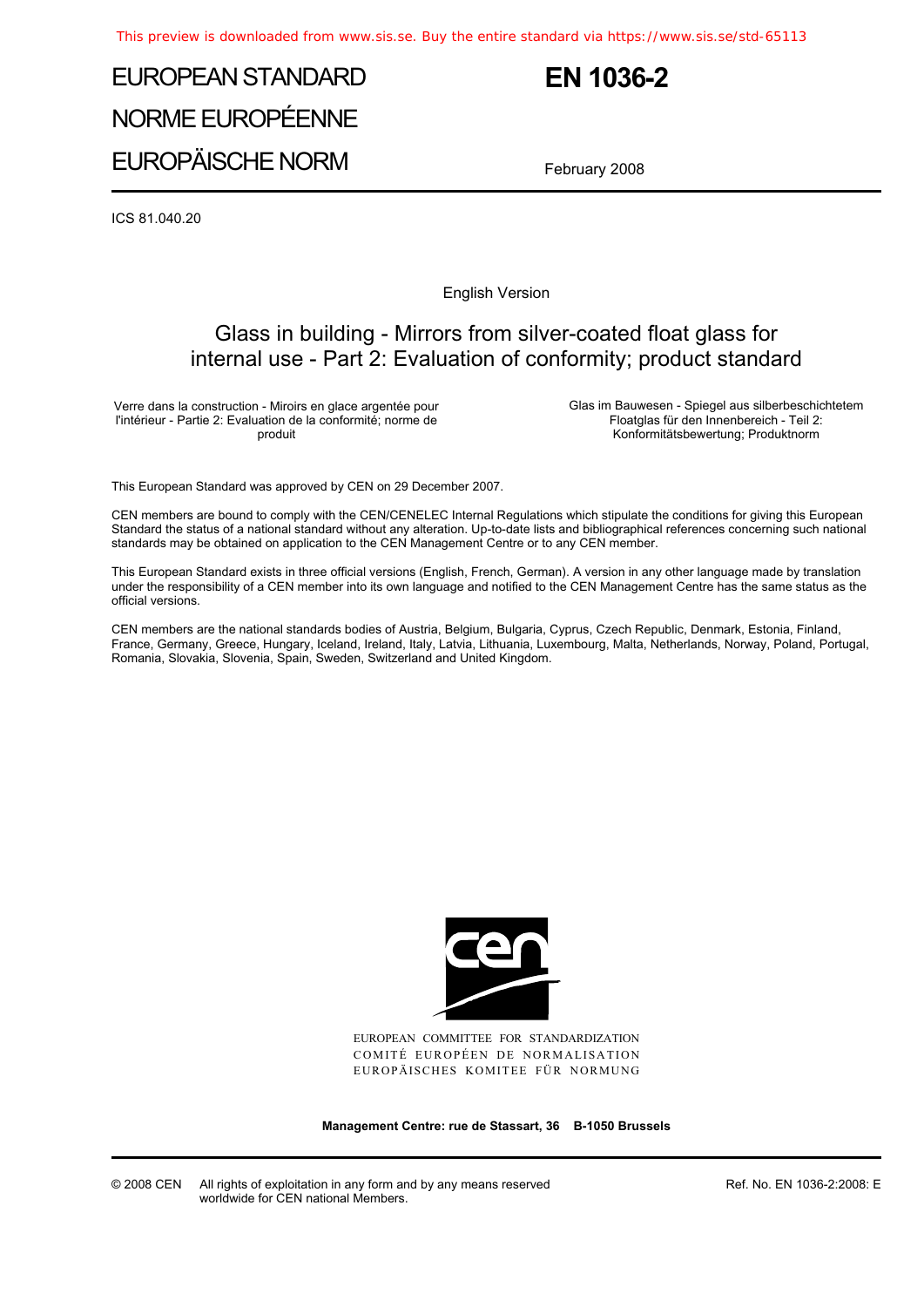# EUROPEAN STANDARD
# NORME EUROPÉENNE
# EUROPÄISCHE NORM

# EN 1036-2

February 2008

ICS 81.040.20

English Version

## Glass in building - Mirrors from silver-coated float glass for internal use - Part 2: Evaluation of conformity; product standard

Verre dans la construction - Miroirs en glace argentée pour l'intérieur - Partie 2: Evaluation de la conformité; norme de produit

Glas im Bauwesen - Spiegel aus silberbeschichtetem Floatglas für den Innenbereich - Teil 2: Konformitätsbewertung; Produktnorm

This European Standard was approved by CEN on 29 December 2007.

CEN members are bound to comply with the CEN/CENELEC Internal Regulations which stipulate the conditions for giving this European Standard the status of a national standard without any alteration. Up-to-date lists and bibliographical references concerning such national standards may be obtained on application to the CEN Management Centre or to any CEN member.

This European Standard exists in three official versions (English, French, German). A version in any other language made by translation under the responsibility of a CEN member into its own language and notified to the CEN Management Centre has the same status as the official versions.

CEN members are the national standards bodies of Austria, Belgium, Bulgaria, Cyprus, Czech Republic, Denmark, Estonia, Finland, France, Germany, Greece, Hungary, Iceland, Ireland, Italy, Latvia, Lithuania, Luxembourg, Malta, Netherlands, Norway, Poland, Portugal, Romania, Slovakia, Slovenia, Spain, Sweden, Switzerland and United Kingdom.

EUROPEAN COMMITTEE FOR STANDARDIZATION
COMITÉ EUROPÉEN DE NORMALISATION
EUROPÄISCHES KOMITEE FÜR NORMUNG

**Management Centre: rue de Stassart, 36 B-1050 Brussels**

© 2008 CEN All rights of exploitation in any form and by any means reserved worldwide for CEN national Members.

Ref. No. EN 1036-2:2008: E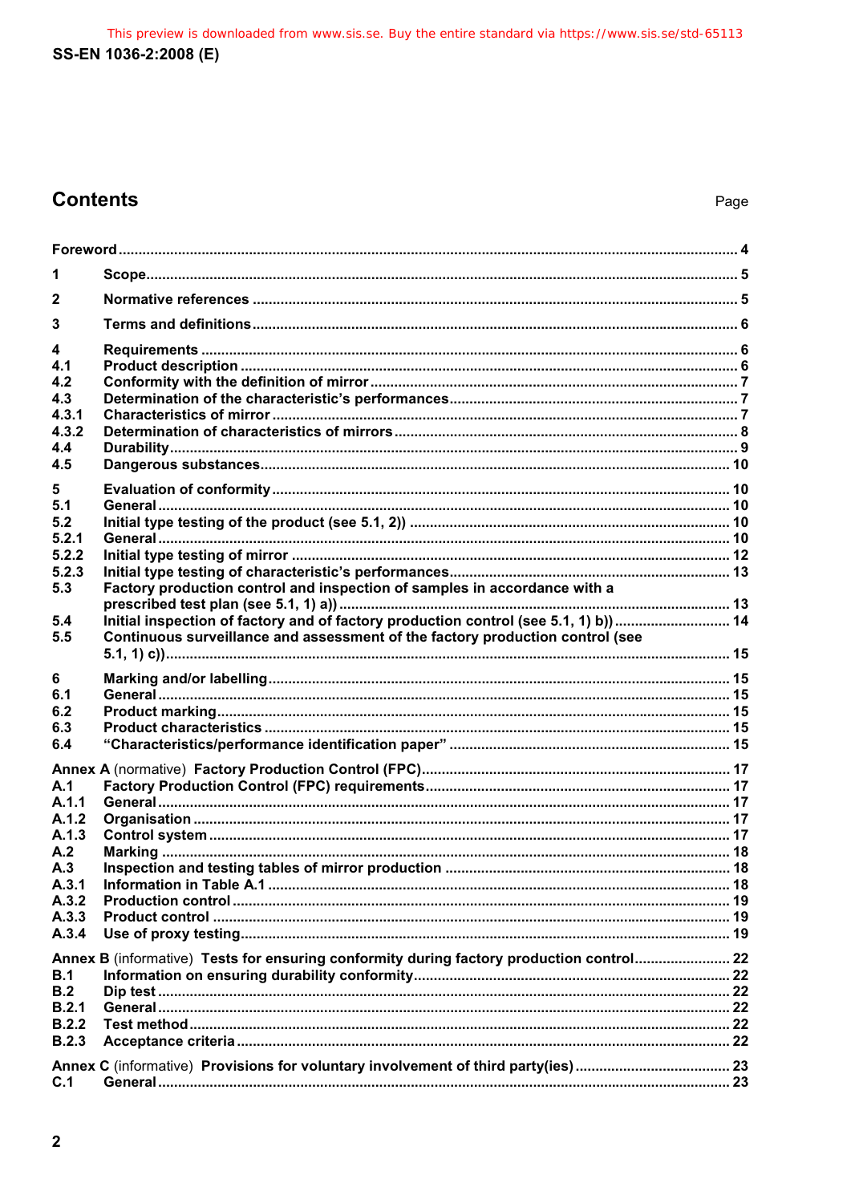# Contents

Page

| | | |
|---|---|---|
| **Foreword** | | **4** |
| **1** | **Scope** | **5** |
| **2** | **Normative references** | **5** |
| **3** | **Terms and definitions** | **6** |
| **4** | **Requirements** | **6** |
| **4.1** | **Product description** | **6** |
| **4.2** | **Conformity with the definition of mirror** | **7** |
| **4.3** | **Determination of the characteristic's performances** | **7** |
| **4.3.1** | **Characteristics of mirror** | **7** |
| **4.3.2** | **Determination of characteristics of mirrors** | **8** |
| **4.4** | **Durability** | **9** |
| **4.5** | **Dangerous substances** | **10** |
| **5** | **Evaluation of conformity** | **10** |
| **5.1** | **General** | **10** |
| **5.2** | **Initial type testing of the product (see 5.1, 2))** | **10** |
| **5.2.1** | **General** | **10** |
| **5.2.2** | **Initial type testing of mirror** | **12** |
| **5.2.3** | **Initial type testing of characteristic's performances** | **13** |
| **5.3** | **Factory production control and inspection of samples in accordance with a prescribed test plan (see 5.1, 1) a))** | **13** |
| **5.4** | **Initial inspection of factory and of factory production control (see 5.1, 1) b))** | **14** |
| **5.5** | **Continuous surveillance and assessment of the factory production control (see 5.1, 1) c))** | **15** |
| **6** | **Marking and/or labelling** | **15** |
| **6.1** | **General** | **15** |
| **6.2** | **Product marking** | **15** |
| **6.3** | **Product characteristics** | **15** |
| **6.4** | **"Characteristics/performance identification paper"** | **15** |
| **Annex A** (normative) | **Factory Production Control (FPC)** | **17** |
| **A.1** | **Factory Production Control (FPC) requirements** | **17** |
| **A.1.1** | **General** | **17** |
| **A.1.2** | **Organisation** | **17** |
| **A.1.3** | **Control system** | **17** |
| **A.2** | **Marking** | **18** |
| **A.3** | **Inspection and testing tables of mirror production** | **18** |
| **A.3.1** | **Information in Table A.1** | **18** |
| **A.3.2** | **Production control** | **19** |
| **A.3.3** | **Product control** | **19** |
| **A.3.4** | **Use of proxy testing** | **19** |
| **Annex B** (informative) | **Tests for ensuring conformity during factory production control** | **22** |
| **B.1** | **Information on ensuring durability conformity** | **22** |
| **B.2** | **Dip test** | **22** |
| **B.2.1** | **General** | **22** |
| **B.2.2** | **Test method** | **22** |
| **B.2.3** | **Acceptance criteria** | **22** |
| **Annex C** (informative) | **Provisions for voluntary involvement of third party(ies)** | **23** |
| **C.1** | **General** | **23** |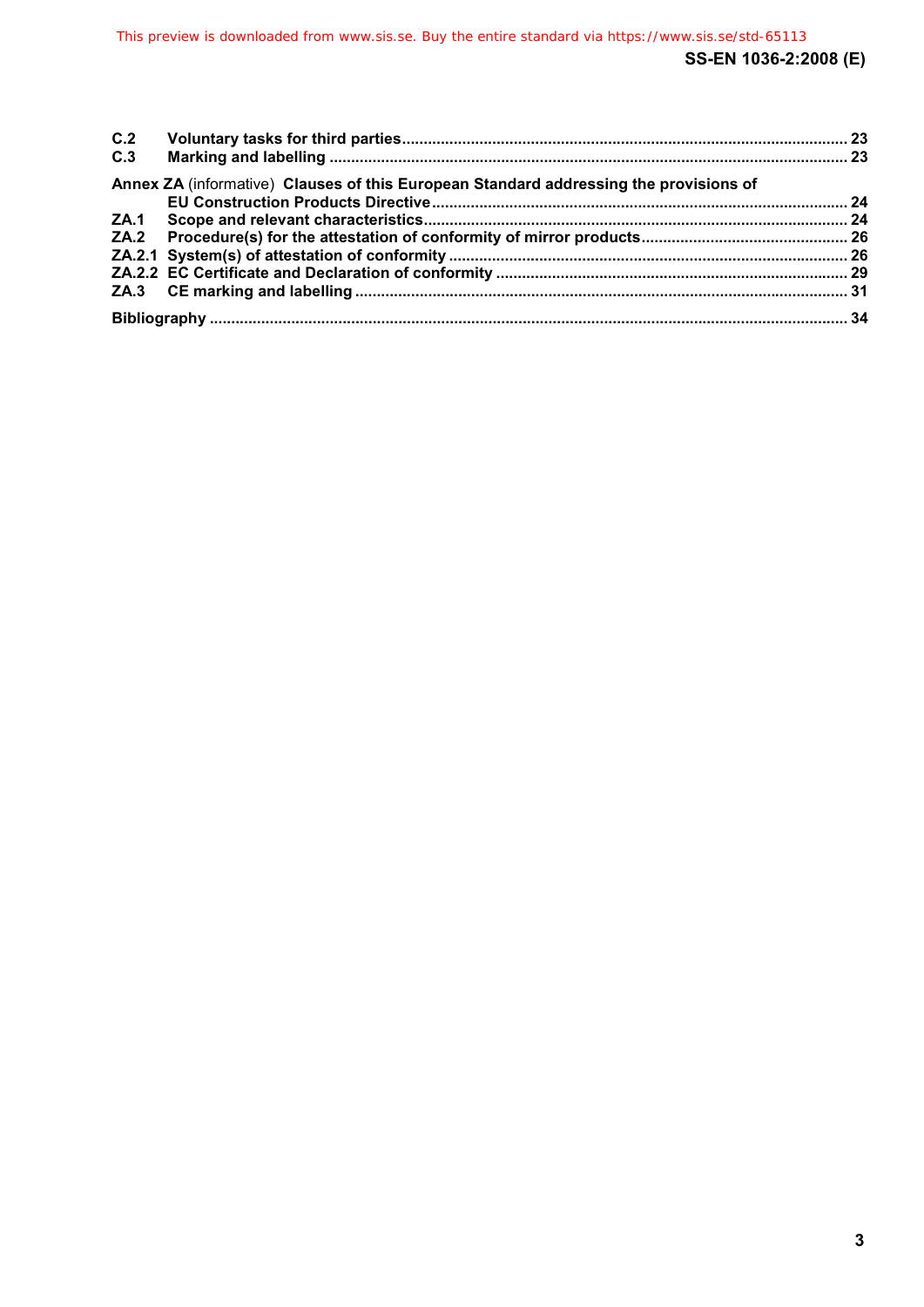C.2 Voluntary tasks for third parties ..................................................................................................... 23
C.3 Marking and labelling ..................................................................................................................... 23

**Annex ZA** (informative) **Clauses of this European Standard addressing the provisions of EU Construction Products Directive** .............................................................................................. 24
ZA.1 Scope and relevant characteristics................................................................................................ 24
ZA.2 Procedure(s) for the attestation of conformity of mirror products ............................................... 26
ZA.2.1 System(s) of attestation of conformity .......................................................................................... 26
ZA.2.2 EC Certificate and Declaration of conformity ................................................................................ 29
ZA.3 CE marking and labelling ................................................................................................................ 31

Bibliography ................................................................................................................................................. 34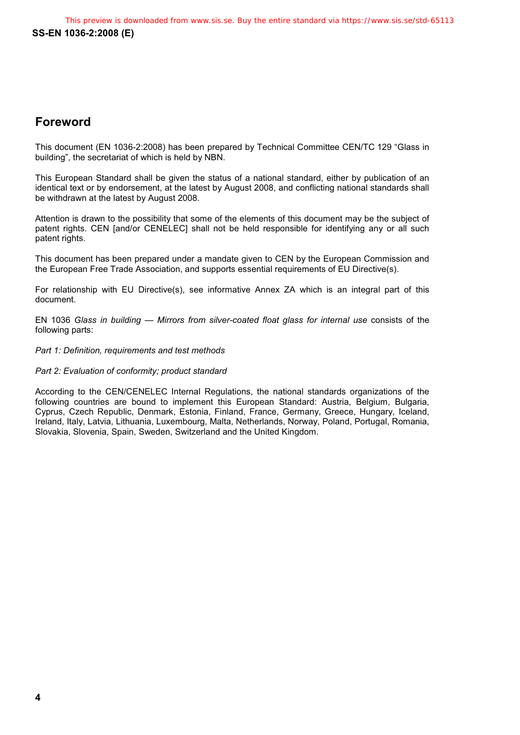## Foreword

This document (EN 1036-2:2008) has been prepared by Technical Committee CEN/TC 129 “Glass in building”, the secretariat of which is held by NBN.

This European Standard shall be given the status of a national standard, either by publication of an identical text or by endorsement, at the latest by August 2008, and conflicting national standards shall be withdrawn at the latest by August 2008.

Attention is drawn to the possibility that some of the elements of this document may be the subject of patent rights. CEN [and/or CENELEC] shall not be held responsible for identifying any or all such patent rights.

This document has been prepared under a mandate given to CEN by the European Commission and the European Free Trade Association, and supports essential requirements of EU Directive(s).

For relationship with EU Directive(s), see informative Annex ZA which is an integral part of this document.

EN 1036 *Glass in building — Mirrors from silver-coated float glass for internal use* consists of the following parts:

*Part 1: Definition, requirements and test methods*

*Part 2: Evaluation of conformity; product standard*

According to the CEN/CENELEC Internal Regulations, the national standards organizations of the following countries are bound to implement this European Standard: Austria, Belgium, Bulgaria, Cyprus, Czech Republic, Denmark, Estonia, Finland, France, Germany, Greece, Hungary, Iceland, Ireland, Italy, Latvia, Lithuania, Luxembourg, Malta, Netherlands, Norway, Poland, Portugal, Romania, Slovakia, Slovenia, Spain, Sweden, Switzerland and the United Kingdom.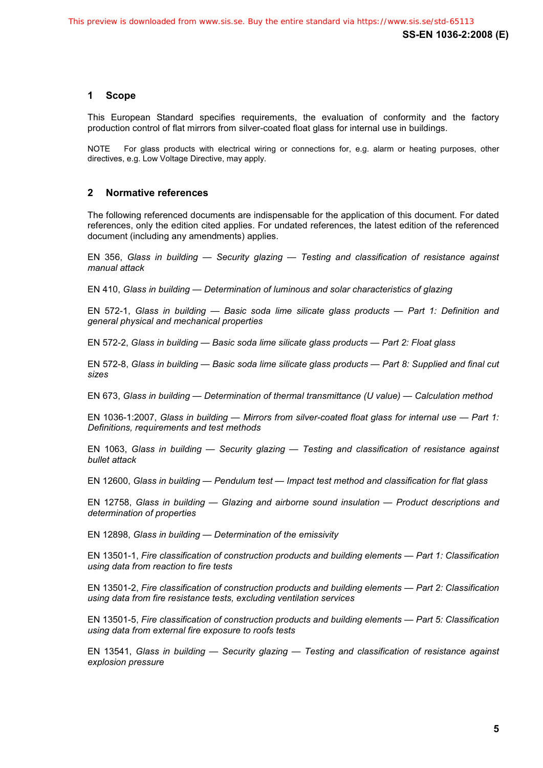## 1 Scope

This European Standard specifies requirements, the evaluation of conformity and the factory production control of flat mirrors from silver-coated float glass for internal use in buildings.

NOTE For glass products with electrical wiring or connections for, e.g. alarm or heating purposes, other directives, e.g. Low Voltage Directive, may apply.

## 2 Normative references

The following referenced documents are indispensable for the application of this document. For dated references, only the edition cited applies. For undated references, the latest edition of the referenced document (including any amendments) applies.

EN 356, *Glass in building — Security glazing — Testing and classification of resistance against manual attack*

EN 410, *Glass in building — Determination of luminous and solar characteristics of glazing*

EN 572-1, *Glass in building — Basic soda lime silicate glass products — Part 1: Definition and general physical and mechanical properties*

EN 572-2, *Glass in building — Basic soda lime silicate glass products — Part 2: Float glass*

EN 572-8, *Glass in building — Basic soda lime silicate glass products — Part 8: Supplied and final cut sizes*

EN 673, *Glass in building — Determination of thermal transmittance (U value) — Calculation method*

EN 1036-1:2007, *Glass in building — Mirrors from silver-coated float glass for internal use — Part 1: Definitions, requirements and test methods*

EN 1063, *Glass in building — Security glazing — Testing and classification of resistance against bullet attack*

EN 12600, *Glass in building — Pendulum test — Impact test method and classification for flat glass*

EN 12758, *Glass in building — Glazing and airborne sound insulation — Product descriptions and determination of properties*

EN 12898, *Glass in building — Determination of the emissivity*

EN 13501-1, *Fire classification of construction products and building elements — Part 1: Classification using data from reaction to fire tests*

EN 13501-2, *Fire classification of construction products and building elements — Part 2: Classification using data from fire resistance tests, excluding ventilation services*

EN 13501-5, *Fire classification of construction products and building elements — Part 5: Classification using data from external fire exposure to roofs tests*

EN 13541, *Glass in building — Security glazing — Testing and classification of resistance against explosion pressure*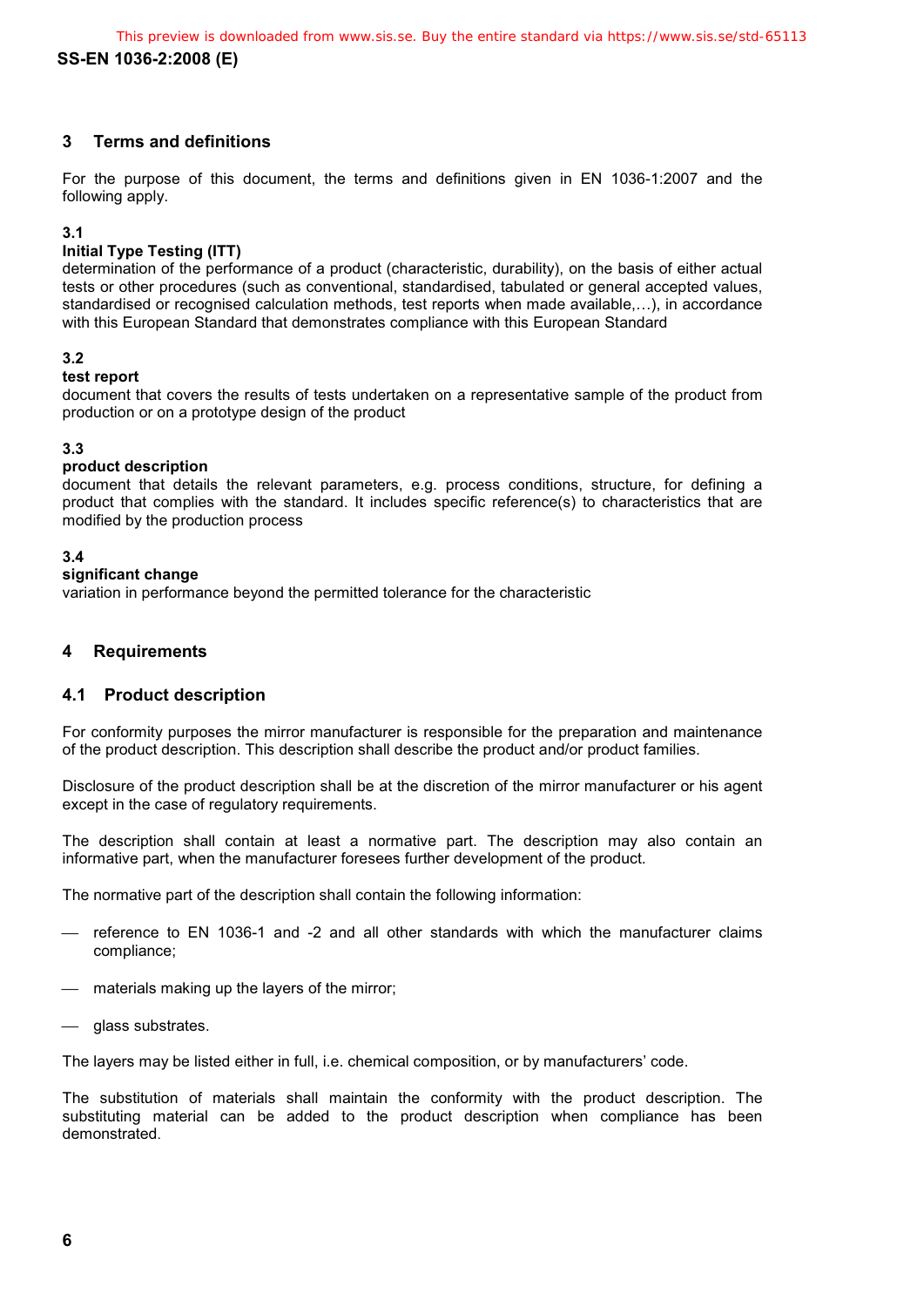## 3 Terms and definitions

For the purpose of this document, the terms and definitions given in EN 1036-1:2007 and the following apply.

### 3.1

**Initial Type Testing (ITT)**

determination of the performance of a product (characteristic, durability), on the basis of either actual tests or other procedures (such as conventional, standardised, tabulated or general accepted values, standardised or recognised calculation methods, test reports when made available,…), in accordance with this European Standard that demonstrates compliance with this European Standard

### 3.2

**test report**

document that covers the results of tests undertaken on a representative sample of the product from production or on a prototype design of the product

### 3.3

**product description**

document that details the relevant parameters, e.g. process conditions, structure, for defining a product that complies with the standard. It includes specific reference(s) to characteristics that are modified by the production process

### 3.4

**significant change**

variation in performance beyond the permitted tolerance for the characteristic

## 4 Requirements

### 4.1 Product description

For conformity purposes the mirror manufacturer is responsible for the preparation and maintenance of the product description. This description shall describe the product and/or product families.

Disclosure of the product description shall be at the discretion of the mirror manufacturer or his agent except in the case of regulatory requirements.

The description shall contain at least a normative part. The description may also contain an informative part, when the manufacturer foresees further development of the product.

The normative part of the description shall contain the following information:

- reference to EN 1036-1 and -2 and all other standards with which the manufacturer claims compliance;
- materials making up the layers of the mirror;
- glass substrates.

The layers may be listed either in full, i.e. chemical composition, or by manufacturers' code.

The substitution of materials shall maintain the conformity with the product description. The substituting material can be added to the product description when compliance has been demonstrated.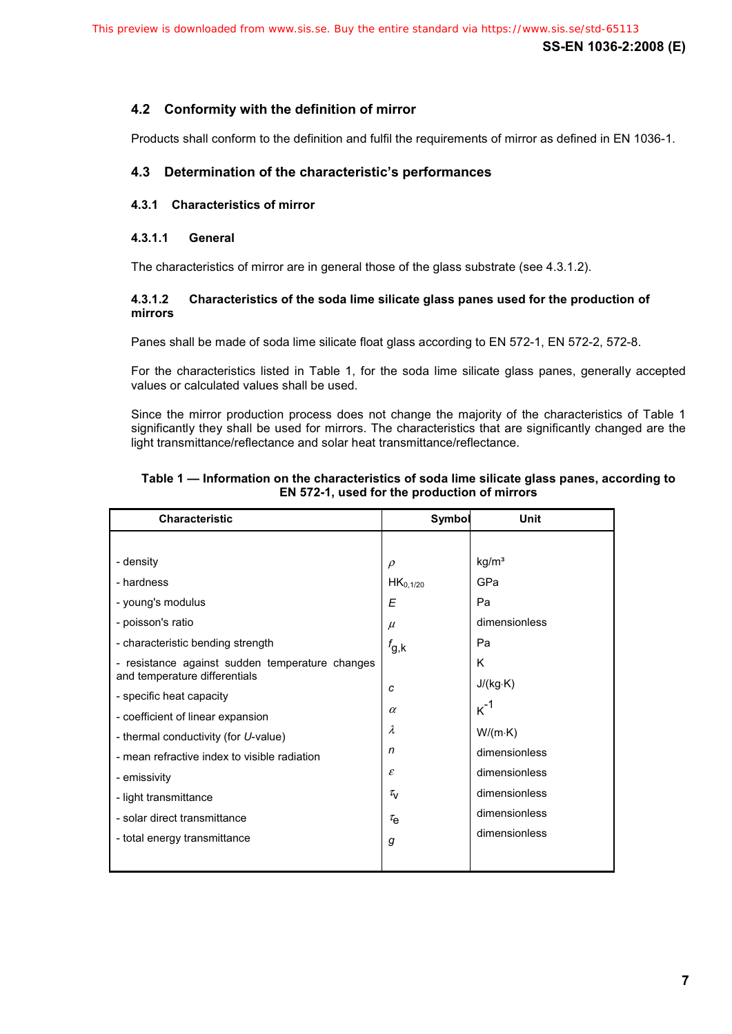## 4.2 Conformity with the definition of mirror

Products shall conform to the definition and fulfil the requirements of mirror as defined in EN 1036-1.

## 4.3 Determination of the characteristic's performances

### 4.3.1 Characteristics of mirror

#### 4.3.1.1 General

The characteristics of mirror are in general those of the glass substrate (see 4.3.1.2).

#### 4.3.1.2 Characteristics of the soda lime silicate glass panes used for the production of mirrors

Panes shall be made of soda lime silicate float glass according to EN 572-1, EN 572-2, 572-8.

For the characteristics listed in Table 1, for the soda lime silicate glass panes, generally accepted values or calculated values shall be used.

Since the mirror production process does not change the majority of the characteristics of Table 1 significantly they shall be used for mirrors. The characteristics that are significantly changed are the light transmittance/reflectance and solar heat transmittance/reflectance.

**Table 1 — Information on the characteristics of soda lime silicate glass panes, according to EN 572-1, used for the production of mirrors**

| Characteristic | Symbol | Unit |
| --- | --- | --- |
| - density | $\rho$ | kg/m³ |
| - hardness | $HK_{0,1/20}$ | GPa |
| - young's modulus | $E$ | Pa |
| - poisson's ratio | $\mu$ | dimensionless |
| - characteristic bending strength | $f_{g,k}$ | Pa |
| - resistance against sudden temperature changes and temperature differentials | | K |
| - specific heat capacity | $c$ | J/(kg·K) |
| - coefficient of linear expansion | $\alpha$ | $K^{-1}$ |
| - thermal conductivity (for *U*-value) | $\lambda$ | W/(m·K) |
| - mean refractive index to visible radiation | $n$ | dimensionless |
| - emissivity | $\varepsilon$ | dimensionless |
| - light transmittance | $\tau_v$ | dimensionless |
| - solar direct transmittance | $\tau_e$ | dimensionless |
| - total energy transmittance | $g$ | dimensionless |